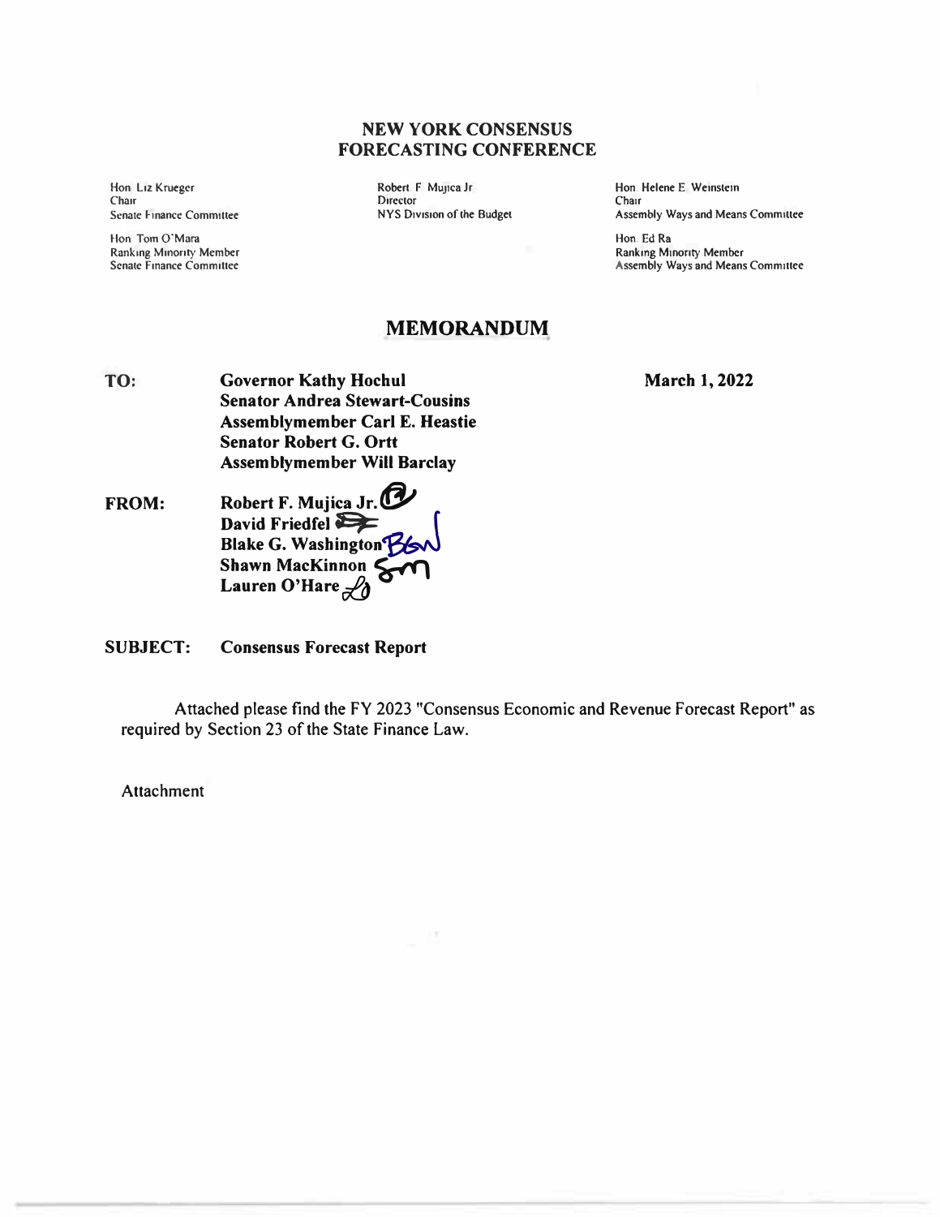# NEW YORK CONSENSUS FORECASTING CONFERENCE

Hon. Liz Krueger
Chair
Senate Finance Committee

Hon. Tom O'Mara
Ranking Minority Member
Senate Finance Committee

Robert F. Mujica Jr.
Director
NYS Division of the Budget

Hon. Helene E. Weinstein
Chair
Assembly Ways and Means Committee

Hon. Ed Ra
Ranking Minority Member
Assembly Ways and Means Committee

## MEMORANDUM

**TO:** **Governor Kathy Hochul**
**Senator Andrea Stewart-Cousins**
**Assemblymember Carl E. Heastie**
**Senator Robert G. Ortt**
**Assemblymember Will Barclay**

**March 1, 2022**

**FROM:** **Robert F. Mujica Jr.**
**David Friedfel**
**Blake G. Washington**
**Shawn MacKinnon**
**Lauren O'Hare**

**SUBJECT:** **Consensus Forecast Report**

Attached please find the FY 2023 "Consensus Economic and Revenue Forecast Report" as required by Section 23 of the State Finance Law.

Attachment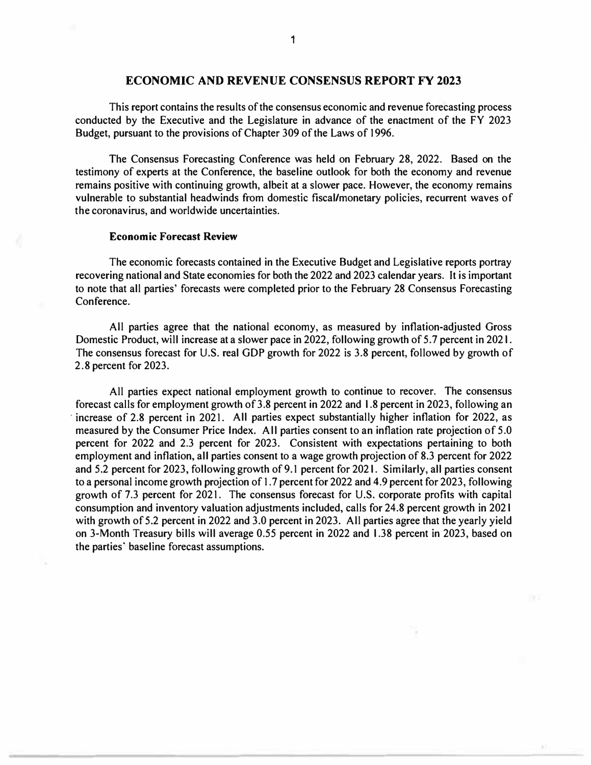# ECONOMIC AND REVENUE CONSENSUS REPORT FY 2023

This report contains the results of the consensus economic and revenue forecasting process conducted by the Executive and the Legislature in advance of the enactment of the FY 2023 Budget, pursuant to the provisions of Chapter 309 of the Laws of 1996.

The Consensus Forecasting Conference was held on February 28, 2022. Based on the testimony of experts at the Conference, the baseline outlook for both the economy and revenue remains positive with continuing growth, albeit at a slower pace. However, the economy remains vulnerable to substantial headwinds from domestic fiscal/monetary policies, recurrent waves of the coronavirus, and worldwide uncertainties.

## Economic Forecast Review

The economic forecasts contained in the Executive Budget and Legislative reports portray recovering national and State economies for both the 2022 and 2023 calendar years. It is important to note that all parties' forecasts were completed prior to the February 28 Consensus Forecasting Conference.

All parties agree that the national economy, as measured by inflation-adjusted Gross Domestic Product, will increase at a slower pace in 2022, following growth of 5.7 percent in 2021. The consensus forecast for U.S. real GDP growth for 2022 is 3.8 percent, followed by growth of 2.8 percent for 2023.

All parties expect national employment growth to continue to recover. The consensus forecast calls for employment growth of 3.8 percent in 2022 and 1.8 percent in 2023, following an increase of 2.8 percent in 2021. All parties expect substantially higher inflation for 2022, as measured by the Consumer Price Index. All parties consent to an inflation rate projection of 5.0 percent for 2022 and 2.3 percent for 2023. Consistent with expectations pertaining to both employment and inflation, all parties consent to a wage growth projection of 8.3 percent for 2022 and 5.2 percent for 2023, following growth of 9.1 percent for 2021. Similarly, all parties consent to a personal income growth projection of 1.7 percent for 2022 and 4.9 percent for 2023, following growth of 7.3 percent for 2021. The consensus forecast for U.S. corporate profits with capital consumption and inventory valuation adjustments included, calls for 24.8 percent growth in 2021 with growth of 5.2 percent in 2022 and 3.0 percent in 2023. All parties agree that the yearly yield on 3-Month Treasury bills will average 0.55 percent in 2022 and 1.38 percent in 2023, based on the parties' baseline forecast assumptions.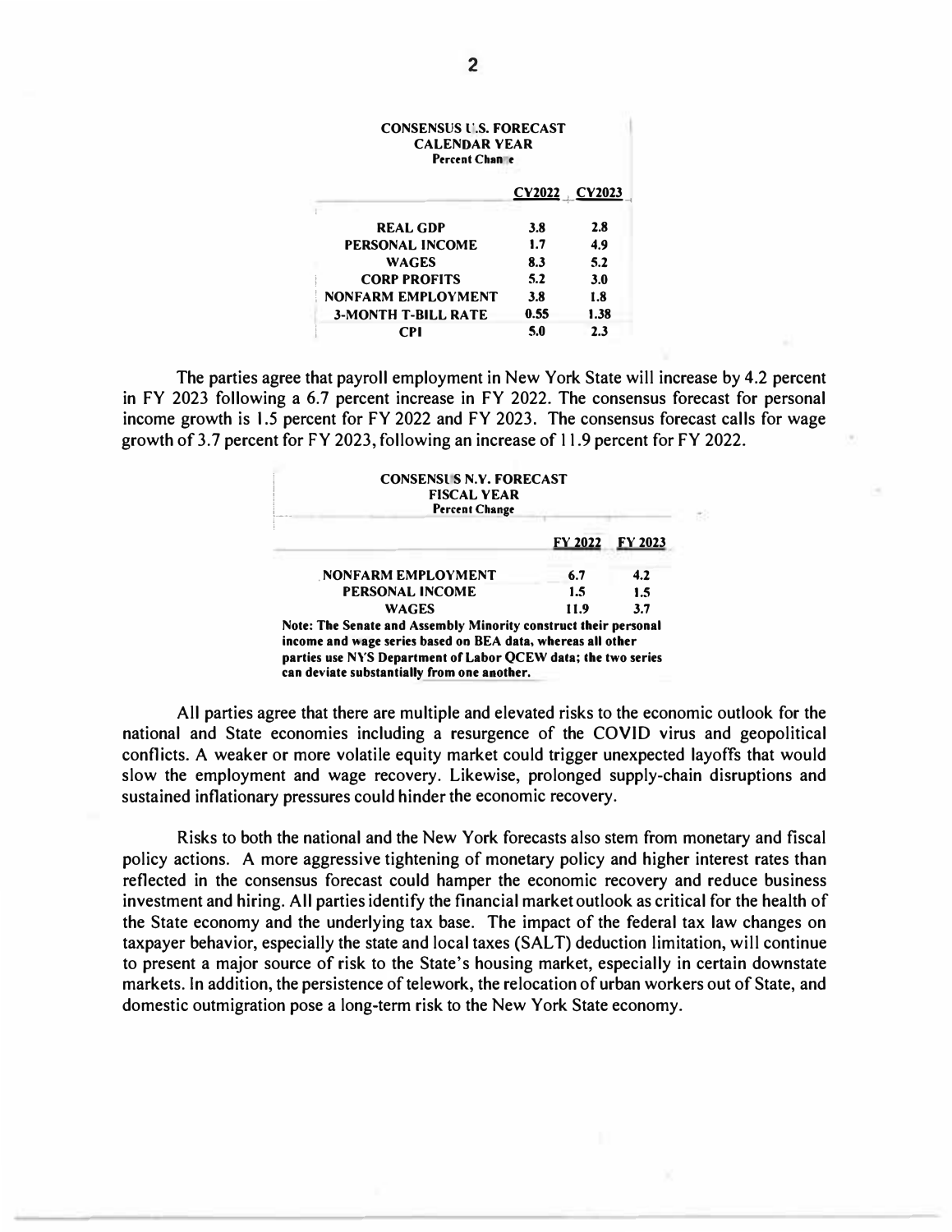**CONSENSUS U.S. FORECAST**
**CALENDAR YEAR**
**Percent Change**

| | CY2022 | CY2023 |
|---|---|---|
| **REAL GDP** | 3.8 | 2.8 |
| **PERSONAL INCOME** | 1.7 | 4.9 |
| **WAGES** | 8.3 | 5.2 |
| **CORP PROFITS** | 5.2 | 3.0 |
| **NONFARM EMPLOYMENT** | 3.8 | 1.8 |
| **3-MONTH T-BILL RATE** | 0.55 | 1.38 |
| **CPI** | 5.0 | 2.3 |

The parties agree that payroll employment in New York State will increase by 4.2 percent in FY 2023 following a 6.7 percent increase in FY 2022. The consensus forecast for personal income growth is 1.5 percent for FY 2022 and FY 2023. The consensus forecast calls for wage growth of 3.7 percent for FY 2023, following an increase of 11.9 percent for FY 2022.

**CONSENSUS N.Y. FORECAST**
**FISCAL YEAR**
**Percent Change**

| | FY 2022 | FY 2023 |
|---|---|---|
| **NONFARM EMPLOYMENT** | 6.7 | 4.2 |
| **PERSONAL INCOME** | 1.5 | 1.5 |
| **WAGES** | 11.9 | 3.7 |

**Note: The Senate and Assembly Minority construct their personal income and wage series based on BEA data, whereas all other parties use NYS Department of Labor QCEW data; the two series can deviate substantially from one another.**

All parties agree that there are multiple and elevated risks to the economic outlook for the national and State economies including a resurgence of the COVID virus and geopolitical conflicts. A weaker or more volatile equity market could trigger unexpected layoffs that would slow the employment and wage recovery. Likewise, prolonged supply-chain disruptions and sustained inflationary pressures could hinder the economic recovery.

Risks to both the national and the New York forecasts also stem from monetary and fiscal policy actions. A more aggressive tightening of monetary policy and higher interest rates than reflected in the consensus forecast could hamper the economic recovery and reduce business investment and hiring. All parties identify the financial market outlook as critical for the health of the State economy and the underlying tax base. The impact of the federal tax law changes on taxpayer behavior, especially the state and local taxes (SALT) deduction limitation, will continue to present a major source of risk to the State's housing market, especially in certain downstate markets. In addition, the persistence of telework, the relocation of urban workers out of State, and domestic outmigration pose a long-term risk to the New York State economy.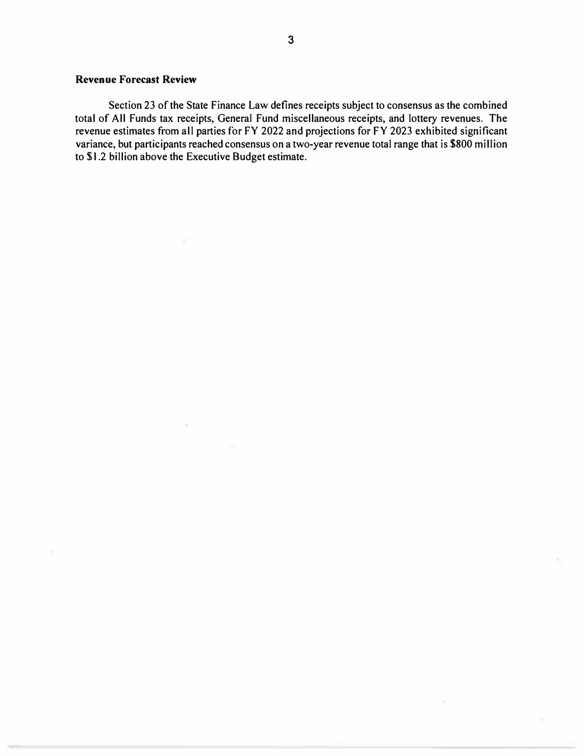**Revenue Forecast Review**

Section 23 of the State Finance Law defines receipts subject to consensus as the combined total of All Funds tax receipts, General Fund miscellaneous receipts, and lottery revenues. The revenue estimates from all parties for FY 2022 and projections for FY 2023 exhibited significant variance, but participants reached consensus on a two-year revenue total range that is $800 million to $1.2 billion above the Executive Budget estimate.